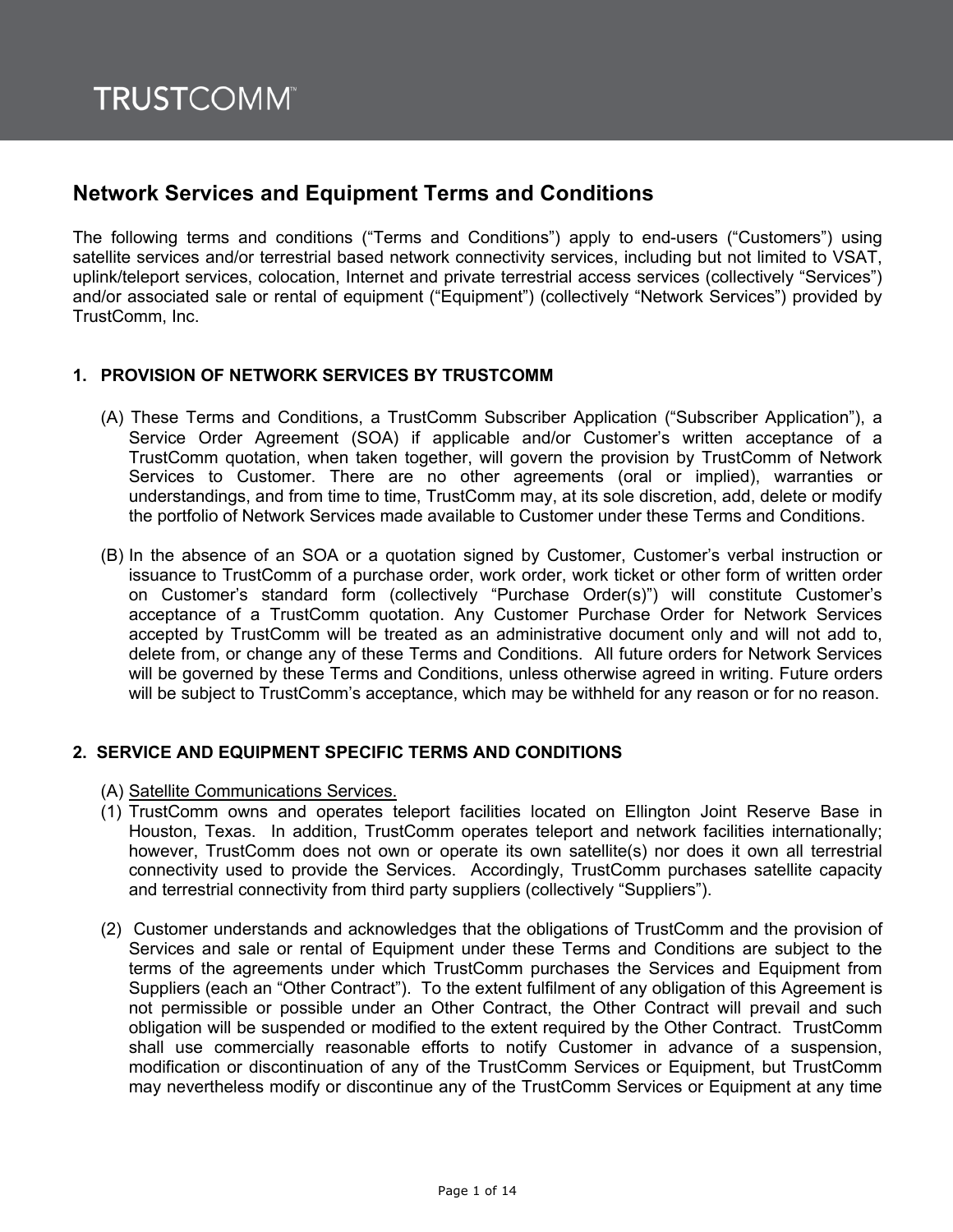TRUSTCOMM™

# Network Services and Equipment Terms and Conditions

The following terms and conditions ("Terms and Conditions") apply to end-users ("Customers") using satellite services and/or terrestrial based network connectivity services, including but not limited to VSAT, uplink/teleport services, colocation, Internet and private terrestrial access services (collectively "Services") and/or associated sale or rental of equipment ("Equipment") (collectively "Network Services") provided by TrustComm, Inc.

## 1. PROVISION OF NETWORK SERVICES BY TRUSTCOMM

(A) These Terms and Conditions, a TrustComm Subscriber Application ("Subscriber Application"), a Service Order Agreement (SOA) if applicable and/or Customer's written acceptance of a TrustComm quotation, when taken together, will govern the provision by TrustComm of Network Services to Customer. There are no other agreements (oral or implied), warranties or understandings, and from time to time, TrustComm may, at its sole discretion, add, delete or modify the portfolio of Network Services made available to Customer under these Terms and Conditions.

(B) In the absence of an SOA or a quotation signed by Customer, Customer's verbal instruction or issuance to TrustComm of a purchase order, work order, work ticket or other form of written order on Customer's standard form (collectively "Purchase Order(s)") will constitute Customer's acceptance of a TrustComm quotation. Any Customer Purchase Order for Network Services accepted by TrustComm will be treated as an administrative document only and will not add to, delete from, or change any of these Terms and Conditions. All future orders for Network Services will be governed by these Terms and Conditions, unless otherwise agreed in writing. Future orders will be subject to TrustComm's acceptance, which may be withheld for any reason or for no reason.

## 2. SERVICE AND EQUIPMENT SPECIFIC TERMS AND CONDITIONS

(A) Satellite Communications Services.

(1) TrustComm owns and operates teleport facilities located on Ellington Joint Reserve Base in Houston, Texas. In addition, TrustComm operates teleport and network facilities internationally; however, TrustComm does not own or operate its own satellite(s) nor does it own all terrestrial connectivity used to provide the Services. Accordingly, TrustComm purchases satellite capacity and terrestrial connectivity from third party suppliers (collectively "Suppliers").

(2) Customer understands and acknowledges that the obligations of TrustComm and the provision of Services and sale or rental of Equipment under these Terms and Conditions are subject to the terms of the agreements under which TrustComm purchases the Services and Equipment from Suppliers (each an "Other Contract"). To the extent fulfilment of any obligation of this Agreement is not permissible or possible under an Other Contract, the Other Contract will prevail and such obligation will be suspended or modified to the extent required by the Other Contract. TrustComm shall use commercially reasonable efforts to notify Customer in advance of a suspension, modification or discontinuation of any of the TrustComm Services or Equipment, but TrustComm may nevertheless modify or discontinue any of the TrustComm Services or Equipment at any time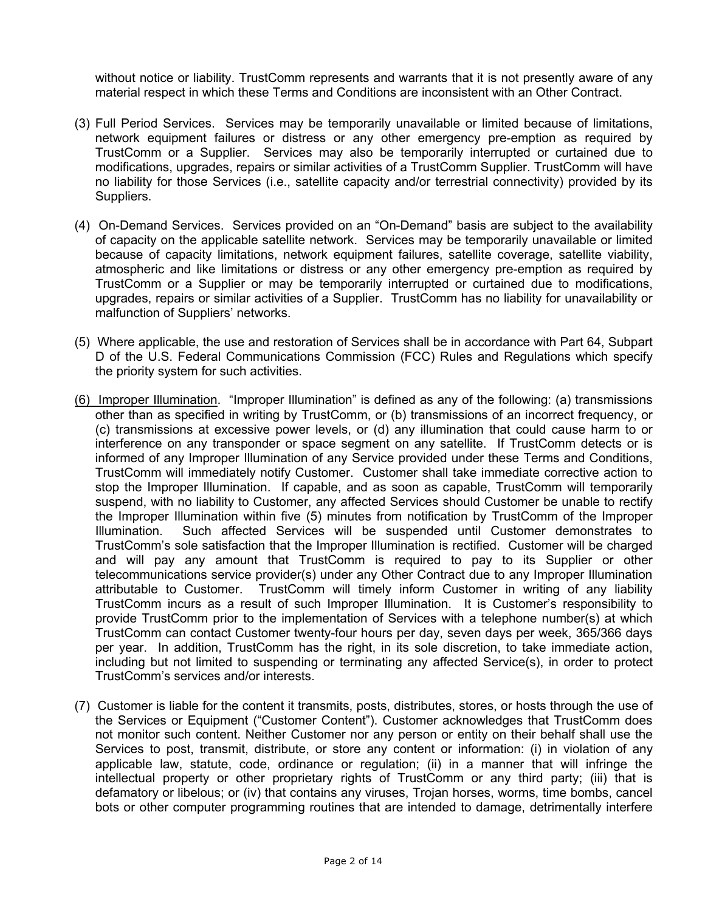without notice or liability. TrustComm represents and warrants that it is not presently aware of any material respect in which these Terms and Conditions are inconsistent with an Other Contract.

(3) Full Period Services. Services may be temporarily unavailable or limited because of limitations, network equipment failures or distress or any other emergency pre-emption as required by TrustComm or a Supplier. Services may also be temporarily interrupted or curtained due to modifications, upgrades, repairs or similar activities of a TrustComm Supplier. TrustComm will have no liability for those Services (i.e., satellite capacity and/or terrestrial connectivity) provided by its Suppliers.

(4) On-Demand Services. Services provided on an "On-Demand" basis are subject to the availability of capacity on the applicable satellite network. Services may be temporarily unavailable or limited because of capacity limitations, network equipment failures, satellite coverage, satellite viability, atmospheric and like limitations or distress or any other emergency pre-emption as required by TrustComm or a Supplier or may be temporarily interrupted or curtained due to modifications, upgrades, repairs or similar activities of a Supplier. TrustComm has no liability for unavailability or malfunction of Suppliers' networks.

(5) Where applicable, the use and restoration of Services shall be in accordance with Part 64, Subpart D of the U.S. Federal Communications Commission (FCC) Rules and Regulations which specify the priority system for such activities.

(6) Improper Illumination. "Improper Illumination" is defined as any of the following: (a) transmissions other than as specified in writing by TrustComm, or (b) transmissions of an incorrect frequency, or (c) transmissions at excessive power levels, or (d) any illumination that could cause harm to or interference on any transponder or space segment on any satellite. If TrustComm detects or is informed of any Improper Illumination of any Service provided under these Terms and Conditions, TrustComm will immediately notify Customer. Customer shall take immediate corrective action to stop the Improper Illumination. If capable, and as soon as capable, TrustComm will temporarily suspend, with no liability to Customer, any affected Services should Customer be unable to rectify the Improper Illumination within five (5) minutes from notification by TrustComm of the Improper Illumination. Such affected Services will be suspended until Customer demonstrates to TrustComm's sole satisfaction that the Improper Illumination is rectified. Customer will be charged and will pay any amount that TrustComm is required to pay to its Supplier or other telecommunications service provider(s) under any Other Contract due to any Improper Illumination attributable to Customer. TrustComm will timely inform Customer in writing of any liability TrustComm incurs as a result of such Improper Illumination. It is Customer's responsibility to provide TrustComm prior to the implementation of Services with a telephone number(s) at which TrustComm can contact Customer twenty-four hours per day, seven days per week, 365/366 days per year. In addition, TrustComm has the right, in its sole discretion, to take immediate action, including but not limited to suspending or terminating any affected Service(s), in order to protect TrustComm's services and/or interests.

(7) Customer is liable for the content it transmits, posts, distributes, stores, or hosts through the use of the Services or Equipment ("Customer Content"). Customer acknowledges that TrustComm does not monitor such content. Neither Customer nor any person or entity on their behalf shall use the Services to post, transmit, distribute, or store any content or information: (i) in violation of any applicable law, statute, code, ordinance or regulation; (ii) in a manner that will infringe the intellectual property or other proprietary rights of TrustComm or any third party; (iii) that is defamatory or libelous; or (iv) that contains any viruses, Trojan horses, worms, time bombs, cancel bots or other computer programming routines that are intended to damage, detrimentally interfere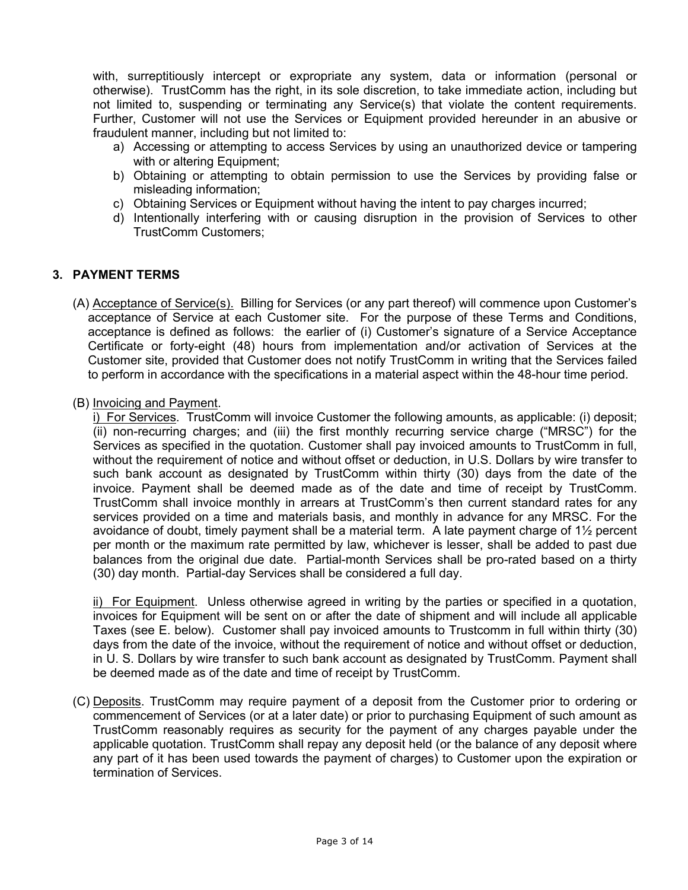with, surreptitiously intercept or expropriate any system, data or information (personal or otherwise). TrustComm has the right, in its sole discretion, to take immediate action, including but not limited to, suspending or terminating any Service(s) that violate the content requirements. Further, Customer will not use the Services or Equipment provided hereunder in an abusive or fraudulent manner, including but not limited to:

a) Accessing or attempting to access Services by using an unauthorized device or tampering with or altering Equipment;
b) Obtaining or attempting to obtain permission to use the Services by providing false or misleading information;
c) Obtaining Services or Equipment without having the intent to pay charges incurred;
d) Intentionally interfering with or causing disruption in the provision of Services to other TrustComm Customers;

## 3. PAYMENT TERMS

(A) Acceptance of Service(s). Billing for Services (or any part thereof) will commence upon Customer's acceptance of Service at each Customer site. For the purpose of these Terms and Conditions, acceptance is defined as follows: the earlier of (i) Customer's signature of a Service Acceptance Certificate or forty-eight (48) hours from implementation and/or activation of Services at the Customer site, provided that Customer does not notify TrustComm in writing that the Services failed to perform in accordance with the specifications in a material aspect within the 48-hour time period.

(B) Invoicing and Payment.

i) For Services. TrustComm will invoice Customer the following amounts, as applicable: (i) deposit; (ii) non-recurring charges; and (iii) the first monthly recurring service charge ("MRSC") for the Services as specified in the quotation. Customer shall pay invoiced amounts to TrustComm in full, without the requirement of notice and without offset or deduction, in U.S. Dollars by wire transfer to such bank account as designated by TrustComm within thirty (30) days from the date of the invoice. Payment shall be deemed made as of the date and time of receipt by TrustComm. TrustComm shall invoice monthly in arrears at TrustComm's then current standard rates for any services provided on a time and materials basis, and monthly in advance for any MRSC. For the avoidance of doubt, timely payment shall be a material term. A late payment charge of 1½ percent per month or the maximum rate permitted by law, whichever is lesser, shall be added to past due balances from the original due date. Partial-month Services shall be pro-rated based on a thirty (30) day month. Partial-day Services shall be considered a full day.

ii) For Equipment. Unless otherwise agreed in writing by the parties or specified in a quotation, invoices for Equipment will be sent on or after the date of shipment and will include all applicable Taxes (see E. below). Customer shall pay invoiced amounts to Trustcomm in full within thirty (30) days from the date of the invoice, without the requirement of notice and without offset or deduction, in U. S. Dollars by wire transfer to such bank account as designated by TrustComm. Payment shall be deemed made as of the date and time of receipt by TrustComm.

(C) Deposits. TrustComm may require payment of a deposit from the Customer prior to ordering or commencement of Services (or at a later date) or prior to purchasing Equipment of such amount as TrustComm reasonably requires as security for the payment of any charges payable under the applicable quotation. TrustComm shall repay any deposit held (or the balance of any deposit where any part of it has been used towards the payment of charges) to Customer upon the expiration or termination of Services.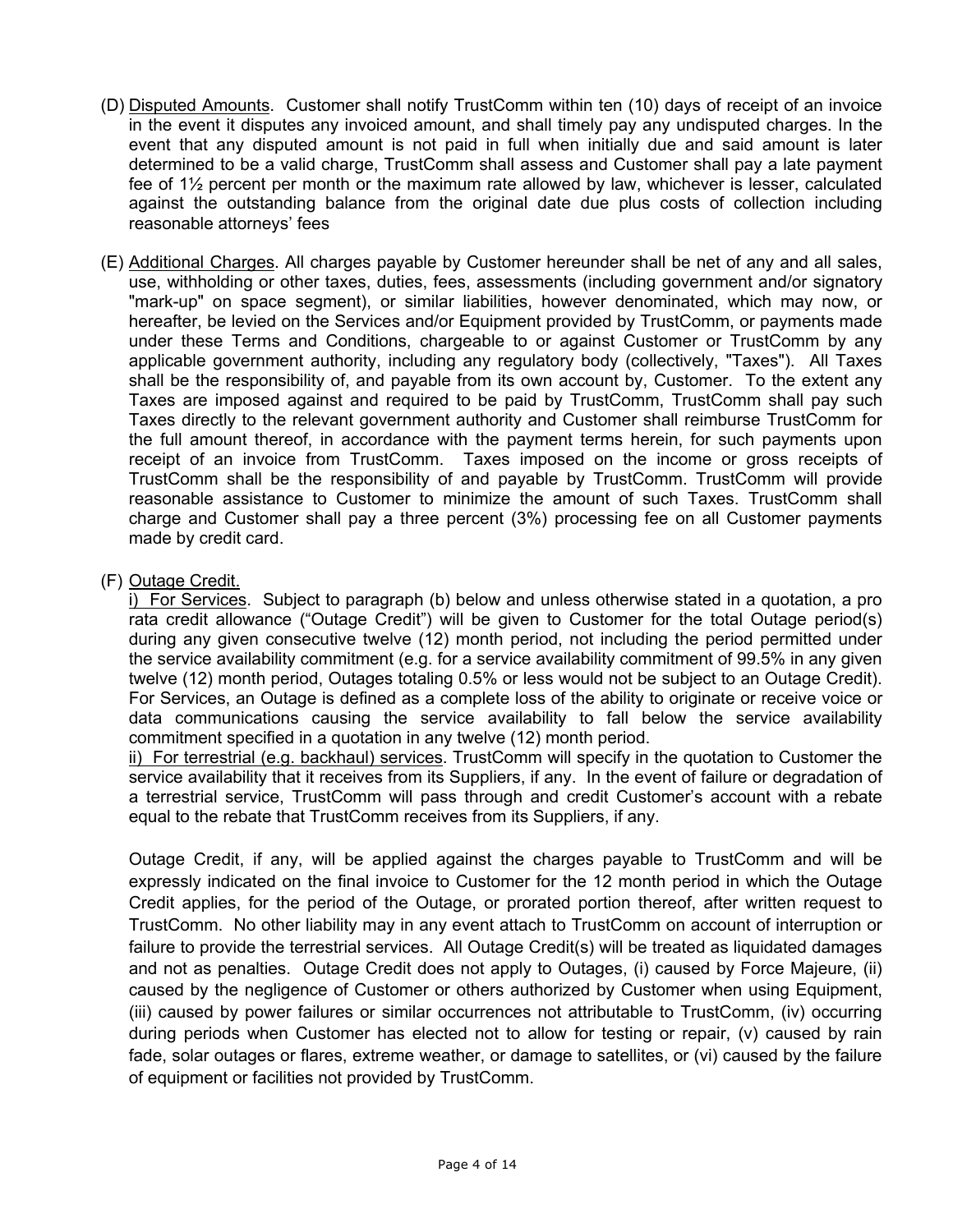(D) Disputed Amounts. Customer shall notify TrustComm within ten (10) days of receipt of an invoice in the event it disputes any invoiced amount, and shall timely pay any undisputed charges. In the event that any disputed amount is not paid in full when initially due and said amount is later determined to be a valid charge, TrustComm shall assess and Customer shall pay a late payment fee of 1½ percent per month or the maximum rate allowed by law, whichever is lesser, calculated against the outstanding balance from the original date due plus costs of collection including reasonable attorneys' fees

(E) Additional Charges. All charges payable by Customer hereunder shall be net of any and all sales, use, withholding or other taxes, duties, fees, assessments (including government and/or signatory "mark-up" on space segment), or similar liabilities, however denominated, which may now, or hereafter, be levied on the Services and/or Equipment provided by TrustComm, or payments made under these Terms and Conditions, chargeable to or against Customer or TrustComm by any applicable government authority, including any regulatory body (collectively, "Taxes"). All Taxes shall be the responsibility of, and payable from its own account by, Customer. To the extent any Taxes are imposed against and required to be paid by TrustComm, TrustComm shall pay such Taxes directly to the relevant government authority and Customer shall reimburse TrustComm for the full amount thereof, in accordance with the payment terms herein, for such payments upon receipt of an invoice from TrustComm. Taxes imposed on the income or gross receipts of TrustComm shall be the responsibility of and payable by TrustComm. TrustComm will provide reasonable assistance to Customer to minimize the amount of such Taxes. TrustComm shall charge and Customer shall pay a three percent (3%) processing fee on all Customer payments made by credit card.

(F) Outage Credit.

i) For Services. Subject to paragraph (b) below and unless otherwise stated in a quotation, a pro rata credit allowance ("Outage Credit") will be given to Customer for the total Outage period(s) during any given consecutive twelve (12) month period, not including the period permitted under the service availability commitment (e.g. for a service availability commitment of 99.5% in any given twelve (12) month period, Outages totaling 0.5% or less would not be subject to an Outage Credit). For Services, an Outage is defined as a complete loss of the ability to originate or receive voice or data communications causing the service availability to fall below the service availability commitment specified in a quotation in any twelve (12) month period.

ii) For terrestrial (e.g. backhaul) services. TrustComm will specify in the quotation to Customer the service availability that it receives from its Suppliers, if any. In the event of failure or degradation of a terrestrial service, TrustComm will pass through and credit Customer's account with a rebate equal to the rebate that TrustComm receives from its Suppliers, if any.

Outage Credit, if any, will be applied against the charges payable to TrustComm and will be expressly indicated on the final invoice to Customer for the 12 month period in which the Outage Credit applies, for the period of the Outage, or prorated portion thereof, after written request to TrustComm. No other liability may in any event attach to TrustComm on account of interruption or failure to provide the terrestrial services. All Outage Credit(s) will be treated as liquidated damages and not as penalties. Outage Credit does not apply to Outages, (i) caused by Force Majeure, (ii) caused by the negligence of Customer or others authorized by Customer when using Equipment, (iii) caused by power failures or similar occurrences not attributable to TrustComm, (iv) occurring during periods when Customer has elected not to allow for testing or repair, (v) caused by rain fade, solar outages or flares, extreme weather, or damage to satellites, or (vi) caused by the failure of equipment or facilities not provided by TrustComm.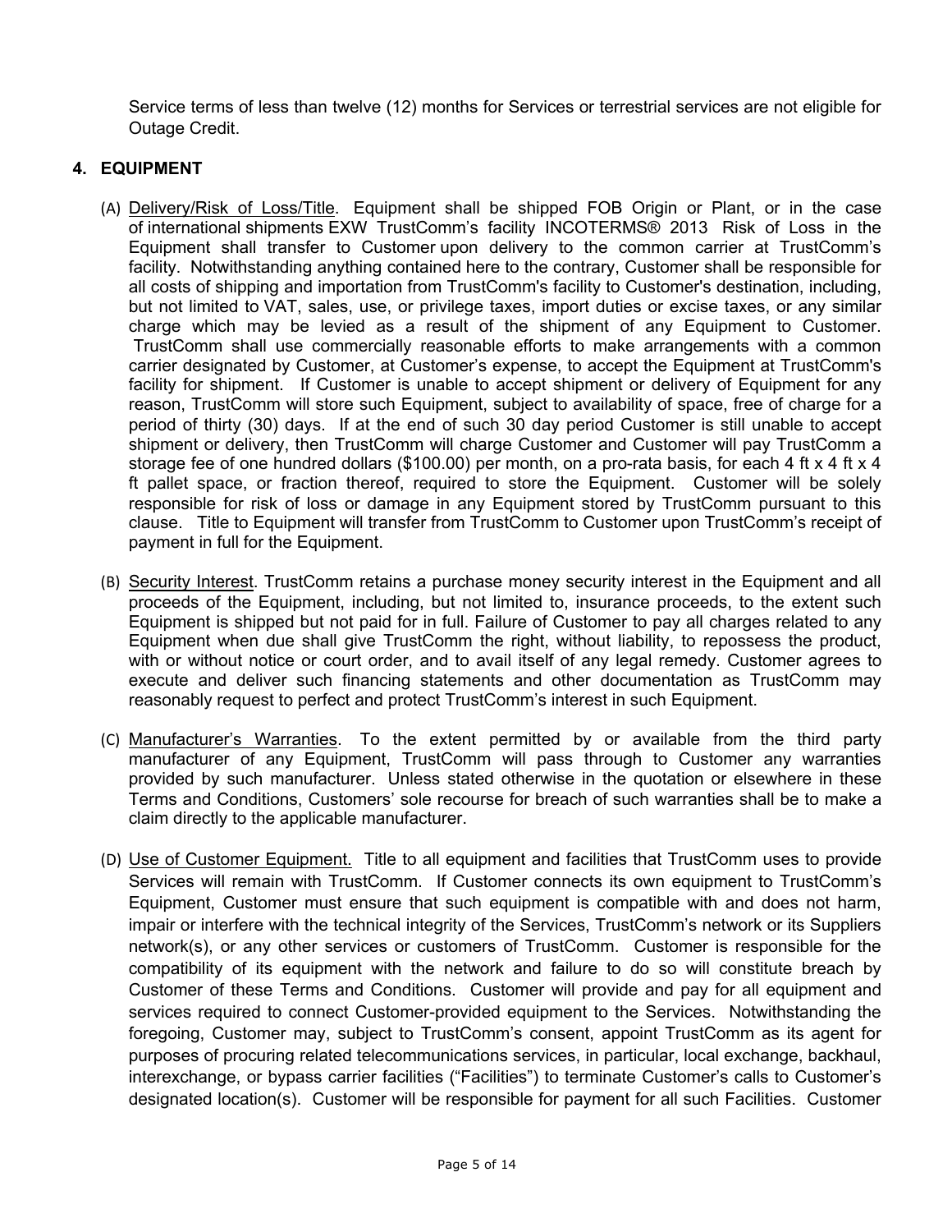Service terms of less than twelve (12) months for Services or terrestrial services are not eligible for Outage Credit.

## 4. EQUIPMENT

(A) Delivery/Risk of Loss/Title. Equipment shall be shipped FOB Origin or Plant, or in the case of international shipments EXW TrustComm's facility INCOTERMS® 2013 Risk of Loss in the Equipment shall transfer to Customer upon delivery to the common carrier at TrustComm's facility. Notwithstanding anything contained here to the contrary, Customer shall be responsible for all costs of shipping and importation from TrustComm's facility to Customer's destination, including, but not limited to VAT, sales, use, or privilege taxes, import duties or excise taxes, or any similar charge which may be levied as a result of the shipment of any Equipment to Customer. TrustComm shall use commercially reasonable efforts to make arrangements with a common carrier designated by Customer, at Customer's expense, to accept the Equipment at TrustComm's facility for shipment. If Customer is unable to accept shipment or delivery of Equipment for any reason, TrustComm will store such Equipment, subject to availability of space, free of charge for a period of thirty (30) days. If at the end of such 30 day period Customer is still unable to accept shipment or delivery, then TrustComm will charge Customer and Customer will pay TrustComm a storage fee of one hundred dollars ($100.00) per month, on a pro-rata basis, for each 4 ft x 4 ft x 4 ft pallet space, or fraction thereof, required to store the Equipment. Customer will be solely responsible for risk of loss or damage in any Equipment stored by TrustComm pursuant to this clause. Title to Equipment will transfer from TrustComm to Customer upon TrustComm's receipt of payment in full for the Equipment.

(B) Security Interest. TrustComm retains a purchase money security interest in the Equipment and all proceeds of the Equipment, including, but not limited to, insurance proceeds, to the extent such Equipment is shipped but not paid for in full. Failure of Customer to pay all charges related to any Equipment when due shall give TrustComm the right, without liability, to repossess the product, with or without notice or court order, and to avail itself of any legal remedy. Customer agrees to execute and deliver such financing statements and other documentation as TrustComm may reasonably request to perfect and protect TrustComm's interest in such Equipment.

(C) Manufacturer's Warranties. To the extent permitted by or available from the third party manufacturer of any Equipment, TrustComm will pass through to Customer any warranties provided by such manufacturer. Unless stated otherwise in the quotation or elsewhere in these Terms and Conditions, Customers' sole recourse for breach of such warranties shall be to make a claim directly to the applicable manufacturer.

(D) Use of Customer Equipment. Title to all equipment and facilities that TrustComm uses to provide Services will remain with TrustComm. If Customer connects its own equipment to TrustComm's Equipment, Customer must ensure that such equipment is compatible with and does not harm, impair or interfere with the technical integrity of the Services, TrustComm's network or its Suppliers network(s), or any other services or customers of TrustComm. Customer is responsible for the compatibility of its equipment with the network and failure to do so will constitute breach by Customer of these Terms and Conditions. Customer will provide and pay for all equipment and services required to connect Customer-provided equipment to the Services. Notwithstanding the foregoing, Customer may, subject to TrustComm's consent, appoint TrustComm as its agent for purposes of procuring related telecommunications services, in particular, local exchange, backhaul, interexchange, or bypass carrier facilities ("Facilities") to terminate Customer's calls to Customer's designated location(s). Customer will be responsible for payment for all such Facilities. Customer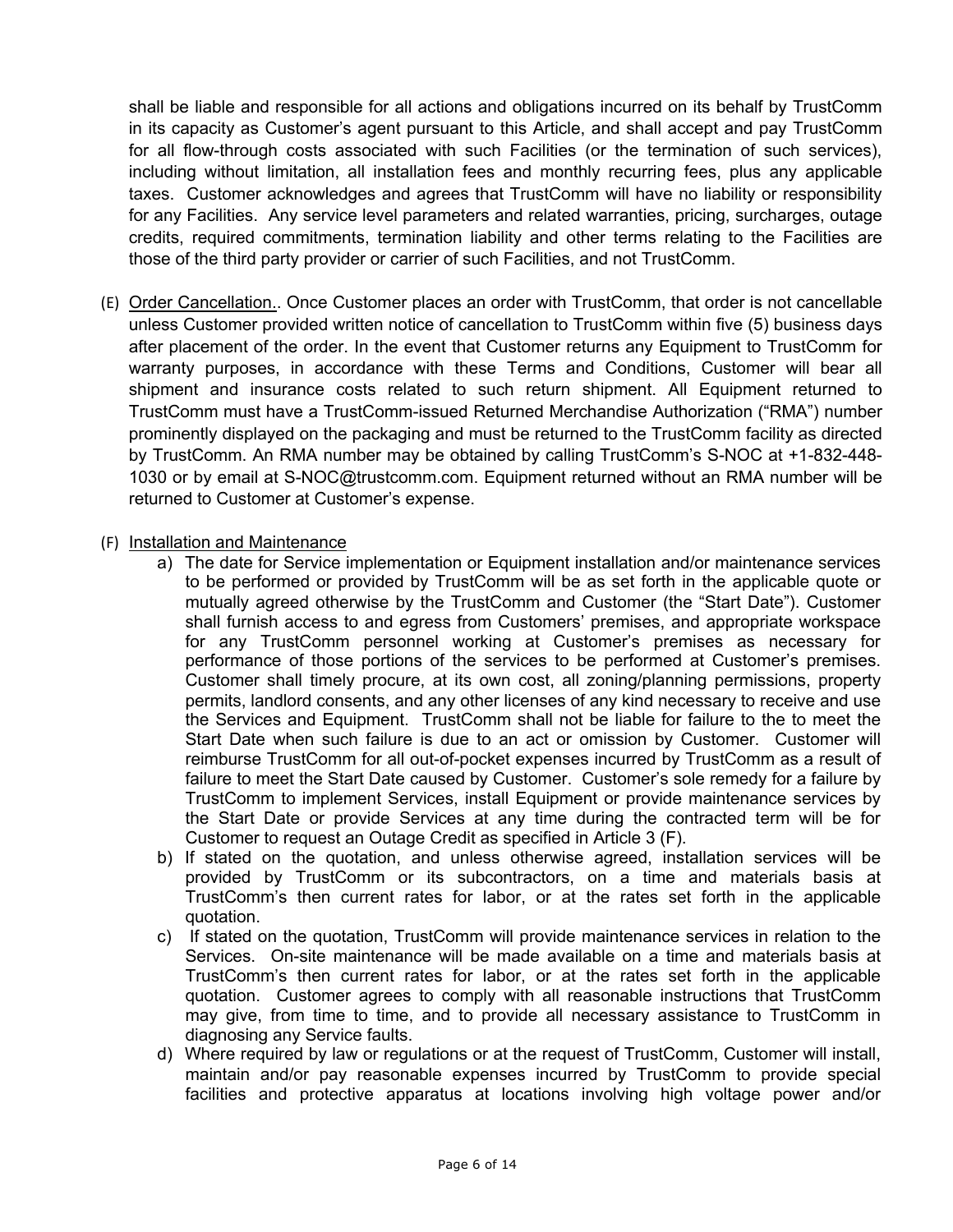shall be liable and responsible for all actions and obligations incurred on its behalf by TrustComm in its capacity as Customer's agent pursuant to this Article, and shall accept and pay TrustComm for all flow-through costs associated with such Facilities (or the termination of such services), including without limitation, all installation fees and monthly recurring fees, plus any applicable taxes. Customer acknowledges and agrees that TrustComm will have no liability or responsibility for any Facilities. Any service level parameters and related warranties, pricing, surcharges, outage credits, required commitments, termination liability and other terms relating to the Facilities are those of the third party provider or carrier of such Facilities, and not TrustComm.

(E) Order Cancellation.. Once Customer places an order with TrustComm, that order is not cancellable unless Customer provided written notice of cancellation to TrustComm within five (5) business days after placement of the order. In the event that Customer returns any Equipment to TrustComm for warranty purposes, in accordance with these Terms and Conditions, Customer will bear all shipment and insurance costs related to such return shipment. All Equipment returned to TrustComm must have a TrustComm-issued Returned Merchandise Authorization ("RMA") number prominently displayed on the packaging and must be returned to the TrustComm facility as directed by TrustComm. An RMA number may be obtained by calling TrustComm's S-NOC at +1-832-448-1030 or by email at S-NOC@trustcomm.com. Equipment returned without an RMA number will be returned to Customer at Customer's expense.

(F) Installation and Maintenance

a) The date for Service implementation or Equipment installation and/or maintenance services to be performed or provided by TrustComm will be as set forth in the applicable quote or mutually agreed otherwise by the TrustComm and Customer (the "Start Date"). Customer shall furnish access to and egress from Customers' premises, and appropriate workspace for any TrustComm personnel working at Customer's premises as necessary for performance of those portions of the services to be performed at Customer's premises. Customer shall timely procure, at its own cost, all zoning/planning permissions, property permits, landlord consents, and any other licenses of any kind necessary to receive and use the Services and Equipment. TrustComm shall not be liable for failure to the to meet the Start Date when such failure is due to an act or omission by Customer. Customer will reimburse TrustComm for all out-of-pocket expenses incurred by TrustComm as a result of failure to meet the Start Date caused by Customer. Customer's sole remedy for a failure by TrustComm to implement Services, install Equipment or provide maintenance services by the Start Date or provide Services at any time during the contracted term will be for Customer to request an Outage Credit as specified in Article 3 (F).

b) If stated on the quotation, and unless otherwise agreed, installation services will be provided by TrustComm or its subcontractors, on a time and materials basis at TrustComm's then current rates for labor, or at the rates set forth in the applicable quotation.

c) If stated on the quotation, TrustComm will provide maintenance services in relation to the Services. On-site maintenance will be made available on a time and materials basis at TrustComm's then current rates for labor, or at the rates set forth in the applicable quotation. Customer agrees to comply with all reasonable instructions that TrustComm may give, from time to time, and to provide all necessary assistance to TrustComm in diagnosing any Service faults.

d) Where required by law or regulations or at the request of TrustComm, Customer will install, maintain and/or pay reasonable expenses incurred by TrustComm to provide special facilities and protective apparatus at locations involving high voltage power and/or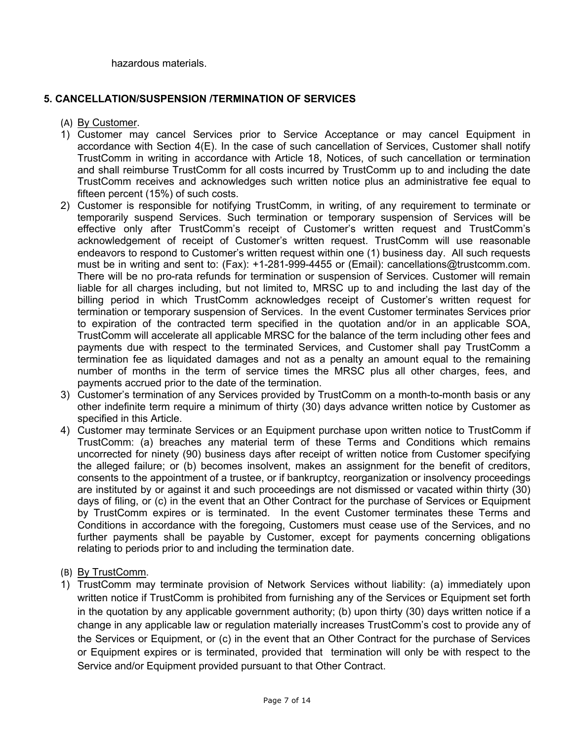hazardous materials.

## 5. CANCELLATION/SUSPENSION /TERMINATION OF SERVICES

(A) By Customer.

1) Customer may cancel Services prior to Service Acceptance or may cancel Equipment in accordance with Section 4(E). In the case of such cancellation of Services, Customer shall notify TrustComm in writing in accordance with Article 18, Notices, of such cancellation or termination and shall reimburse TrustComm for all costs incurred by TrustComm up to and including the date TrustComm receives and acknowledges such written notice plus an administrative fee equal to fifteen percent (15%) of such costs.
2) Customer is responsible for notifying TrustComm, in writing, of any requirement to terminate or temporarily suspend Services. Such termination or temporary suspension of Services will be effective only after TrustComm's receipt of Customer's written request and TrustComm's acknowledgement of receipt of Customer's written request. TrustComm will use reasonable endeavors to respond to Customer's written request within one (1) business day. All such requests must be in writing and sent to: (Fax): +1-281-999-4455 or (Email): cancellations@trustcomm.com. There will be no pro-rata refunds for termination or suspension of Services. Customer will remain liable for all charges including, but not limited to, MRSC up to and including the last day of the billing period in which TrustComm acknowledges receipt of Customer's written request for termination or temporary suspension of Services. In the event Customer terminates Services prior to expiration of the contracted term specified in the quotation and/or in an applicable SOA, TrustComm will accelerate all applicable MRSC for the balance of the term including other fees and payments due with respect to the terminated Services, and Customer shall pay TrustComm a termination fee as liquidated damages and not as a penalty an amount equal to the remaining number of months in the term of service times the MRSC plus all other charges, fees, and payments accrued prior to the date of the termination.
3) Customer's termination of any Services provided by TrustComm on a month-to-month basis or any other indefinite term require a minimum of thirty (30) days advance written notice by Customer as specified in this Article.
4) Customer may terminate Services or an Equipment purchase upon written notice to TrustComm if TrustComm: (a) breaches any material term of these Terms and Conditions which remains uncorrected for ninety (90) business days after receipt of written notice from Customer specifying the alleged failure; or (b) becomes insolvent, makes an assignment for the benefit of creditors, consents to the appointment of a trustee, or if bankruptcy, reorganization or insolvency proceedings are instituted by or against it and such proceedings are not dismissed or vacated within thirty (30) days of filing, or (c) in the event that an Other Contract for the purchase of Services or Equipment by TrustComm expires or is terminated. In the event Customer terminates these Terms and Conditions in accordance with the foregoing, Customers must cease use of the Services, and no further payments shall be payable by Customer, except for payments concerning obligations relating to periods prior to and including the termination date.

(B) By TrustComm.

1) TrustComm may terminate provision of Network Services without liability: (a) immediately upon written notice if TrustComm is prohibited from furnishing any of the Services or Equipment set forth in the quotation by any applicable government authority; (b) upon thirty (30) days written notice if a change in any applicable law or regulation materially increases TrustComm's cost to provide any of the Services or Equipment, or (c) in the event that an Other Contract for the purchase of Services or Equipment expires or is terminated, provided that termination will only be with respect to the Service and/or Equipment provided pursuant to that Other Contract.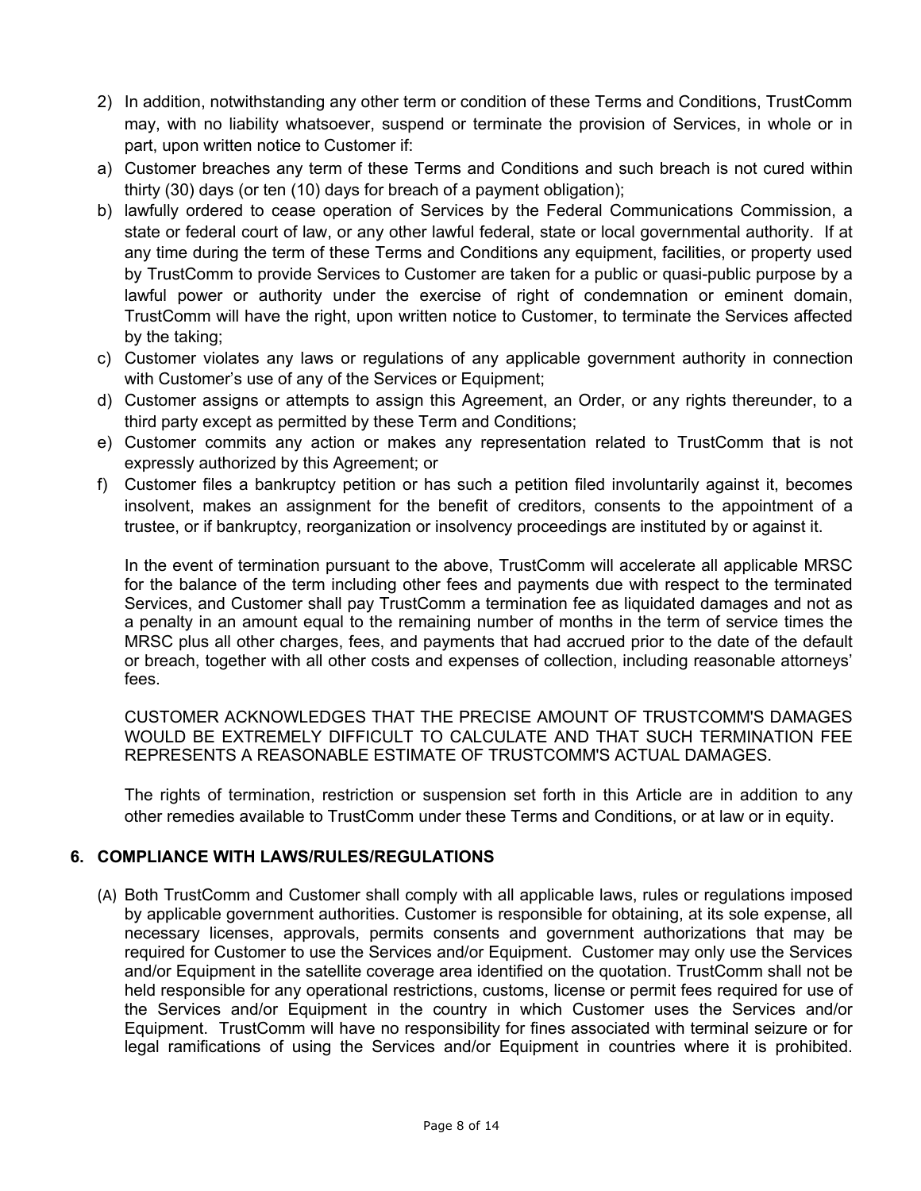2) In addition, notwithstanding any other term or condition of these Terms and Conditions, TrustComm may, with no liability whatsoever, suspend or terminate the provision of Services, in whole or in part, upon written notice to Customer if:

a) Customer breaches any term of these Terms and Conditions and such breach is not cured within thirty (30) days (or ten (10) days for breach of a payment obligation);

b) lawfully ordered to cease operation of Services by the Federal Communications Commission, a state or federal court of law, or any other lawful federal, state or local governmental authority. If at any time during the term of these Terms and Conditions any equipment, facilities, or property used by TrustComm to provide Services to Customer are taken for a public or quasi-public purpose by a lawful power or authority under the exercise of right of condemnation or eminent domain, TrustComm will have the right, upon written notice to Customer, to terminate the Services affected by the taking;

c) Customer violates any laws or regulations of any applicable government authority in connection with Customer's use of any of the Services or Equipment;

d) Customer assigns or attempts to assign this Agreement, an Order, or any rights thereunder, to a third party except as permitted by these Term and Conditions;

e) Customer commits any action or makes any representation related to TrustComm that is not expressly authorized by this Agreement; or

f) Customer files a bankruptcy petition or has such a petition filed involuntarily against it, becomes insolvent, makes an assignment for the benefit of creditors, consents to the appointment of a trustee, or if bankruptcy, reorganization or insolvency proceedings are instituted by or against it.

In the event of termination pursuant to the above, TrustComm will accelerate all applicable MRSC for the balance of the term including other fees and payments due with respect to the terminated Services, and Customer shall pay TrustComm a termination fee as liquidated damages and not as a penalty in an amount equal to the remaining number of months in the term of service times the MRSC plus all other charges, fees, and payments that had accrued prior to the date of the default or breach, together with all other costs and expenses of collection, including reasonable attorneys' fees.

CUSTOMER ACKNOWLEDGES THAT THE PRECISE AMOUNT OF TRUSTCOMM'S DAMAGES WOULD BE EXTREMELY DIFFICULT TO CALCULATE AND THAT SUCH TERMINATION FEE REPRESENTS A REASONABLE ESTIMATE OF TRUSTCOMM'S ACTUAL DAMAGES.

The rights of termination, restriction or suspension set forth in this Article are in addition to any other remedies available to TrustComm under these Terms and Conditions, or at law or in equity.

## 6. COMPLIANCE WITH LAWS/RULES/REGULATIONS

(A) Both TrustComm and Customer shall comply with all applicable laws, rules or regulations imposed by applicable government authorities. Customer is responsible for obtaining, at its sole expense, all necessary licenses, approvals, permits consents and government authorizations that may be required for Customer to use the Services and/or Equipment. Customer may only use the Services and/or Equipment in the satellite coverage area identified on the quotation. TrustComm shall not be held responsible for any operational restrictions, customs, license or permit fees required for use of the Services and/or Equipment in the country in which Customer uses the Services and/or Equipment. TrustComm will have no responsibility for fines associated with terminal seizure or for legal ramifications of using the Services and/or Equipment in countries where it is prohibited.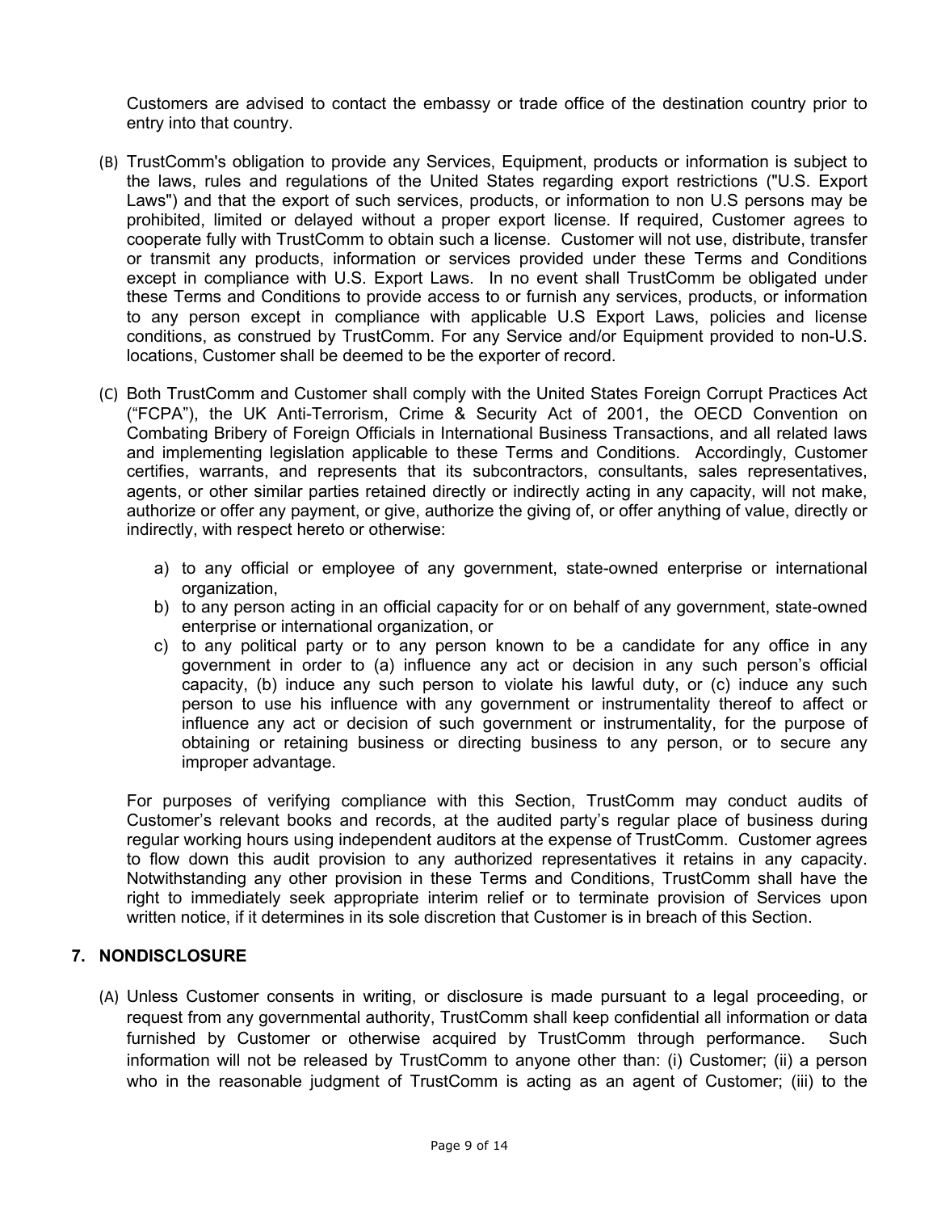Customers are advised to contact the embassy or trade office of the destination country prior to entry into that country.

(B) TrustComm's obligation to provide any Services, Equipment, products or information is subject to the laws, rules and regulations of the United States regarding export restrictions ("U.S. Export Laws") and that the export of such services, products, or information to non U.S persons may be prohibited, limited or delayed without a proper export license. If required, Customer agrees to cooperate fully with TrustComm to obtain such a license. Customer will not use, distribute, transfer or transmit any products, information or services provided under these Terms and Conditions except in compliance with U.S. Export Laws. In no event shall TrustComm be obligated under these Terms and Conditions to provide access to or furnish any services, products, or information to any person except in compliance with applicable U.S Export Laws, policies and license conditions, as construed by TrustComm. For any Service and/or Equipment provided to non-U.S. locations, Customer shall be deemed to be the exporter of record.

(C) Both TrustComm and Customer shall comply with the United States Foreign Corrupt Practices Act ("FCPA"), the UK Anti-Terrorism, Crime & Security Act of 2001, the OECD Convention on Combating Bribery of Foreign Officials in International Business Transactions, and all related laws and implementing legislation applicable to these Terms and Conditions. Accordingly, Customer certifies, warrants, and represents that its subcontractors, consultants, sales representatives, agents, or other similar parties retained directly or indirectly acting in any capacity, will not make, authorize or offer any payment, or give, authorize the giving of, or offer anything of value, directly or indirectly, with respect hereto or otherwise:

a) to any official or employee of any government, state-owned enterprise or international organization,
b) to any person acting in an official capacity for or on behalf of any government, state-owned enterprise or international organization, or
c) to any political party or to any person known to be a candidate for any office in any government in order to (a) influence any act or decision in any such person's official capacity, (b) induce any such person to violate his lawful duty, or (c) induce any such person to use his influence with any government or instrumentality thereof to affect or influence any act or decision of such government or instrumentality, for the purpose of obtaining or retaining business or directing business to any person, or to secure any improper advantage.

For purposes of verifying compliance with this Section, TrustComm may conduct audits of Customer's relevant books and records, at the audited party's regular place of business during regular working hours using independent auditors at the expense of TrustComm. Customer agrees to flow down this audit provision to any authorized representatives it retains in any capacity. Notwithstanding any other provision in these Terms and Conditions, TrustComm shall have the right to immediately seek appropriate interim relief or to terminate provision of Services upon written notice, if it determines in its sole discretion that Customer is in breach of this Section.

## 7. NONDISCLOSURE

(A) Unless Customer consents in writing, or disclosure is made pursuant to a legal proceeding, or request from any governmental authority, TrustComm shall keep confidential all information or data furnished by Customer or otherwise acquired by TrustComm through performance. Such information will not be released by TrustComm to anyone other than: (i) Customer; (ii) a person who in the reasonable judgment of TrustComm is acting as an agent of Customer; (iii) to the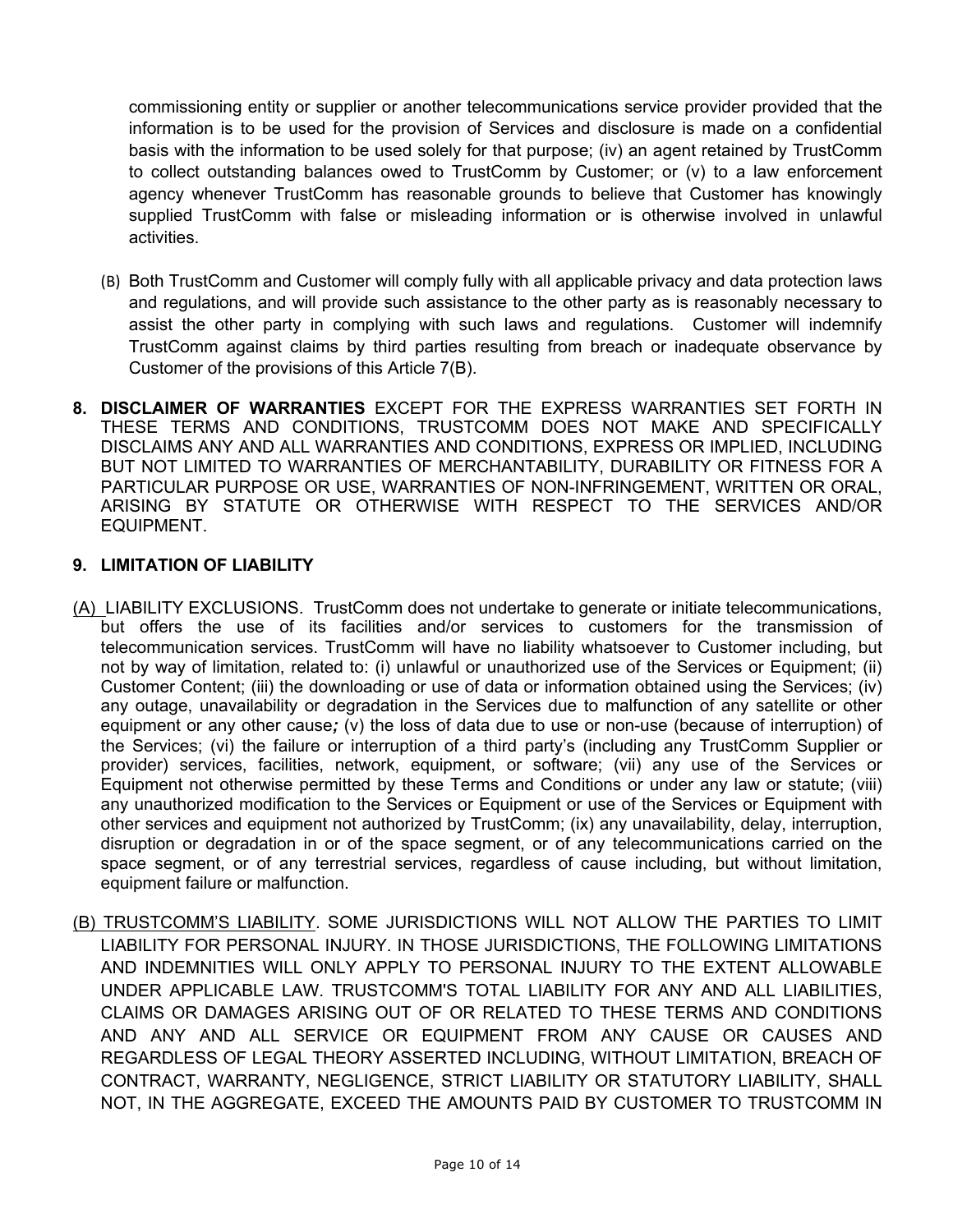commissioning entity or supplier or another telecommunications service provider provided that the information is to be used for the provision of Services and disclosure is made on a confidential basis with the information to be used solely for that purpose; (iv) an agent retained by TrustComm to collect outstanding balances owed to TrustComm by Customer; or (v) to a law enforcement agency whenever TrustComm has reasonable grounds to believe that Customer has knowingly supplied TrustComm with false or misleading information or is otherwise involved in unlawful activities.

(B) Both TrustComm and Customer will comply fully with all applicable privacy and data protection laws and regulations, and will provide such assistance to the other party as is reasonably necessary to assist the other party in complying with such laws and regulations. Customer will indemnify TrustComm against claims by third parties resulting from breach or inadequate observance by Customer of the provisions of this Article 7(B).

**8. DISCLAIMER OF WARRANTIES** EXCEPT FOR THE EXPRESS WARRANTIES SET FORTH IN THESE TERMS AND CONDITIONS, TRUSTCOMM DOES NOT MAKE AND SPECIFICALLY DISCLAIMS ANY AND ALL WARRANTIES AND CONDITIONS, EXPRESS OR IMPLIED, INCLUDING BUT NOT LIMITED TO WARRANTIES OF MERCHANTABILITY, DURABILITY OR FITNESS FOR A PARTICULAR PURPOSE OR USE, WARRANTIES OF NON-INFRINGEMENT, WRITTEN OR ORAL, ARISING BY STATUTE OR OTHERWISE WITH RESPECT TO THE SERVICES AND/OR EQUIPMENT.

**9. LIMITATION OF LIABILITY**

(A) LIABILITY EXCLUSIONS. TrustComm does not undertake to generate or initiate telecommunications, but offers the use of its facilities and/or services to customers for the transmission of telecommunication services. TrustComm will have no liability whatsoever to Customer including, but not by way of limitation, related to: (i) unlawful or unauthorized use of the Services or Equipment; (ii) Customer Content; (iii) the downloading or use of data or information obtained using the Services; (iv) any outage, unavailability or degradation in the Services due to malfunction of any satellite or other equipment or any other cause***;*** (v) the loss of data due to use or non-use (because of interruption) of the Services; (vi) the failure or interruption of a third party's (including any TrustComm Supplier or provider) services, facilities, network, equipment, or software; (vii) any use of the Services or Equipment not otherwise permitted by these Terms and Conditions or under any law or statute; (viii) any unauthorized modification to the Services or Equipment or use of the Services or Equipment with other services and equipment not authorized by TrustComm; (ix) any unavailability, delay, interruption, disruption or degradation in or of the space segment, or of any telecommunications carried on the space segment, or of any terrestrial services, regardless of cause including, but without limitation, equipment failure or malfunction.

(B) TRUSTCOMM'S LIABILITY. SOME JURISDICTIONS WILL NOT ALLOW THE PARTIES TO LIMIT LIABILITY FOR PERSONAL INJURY. IN THOSE JURISDICTIONS, THE FOLLOWING LIMITATIONS AND INDEMNITIES WILL ONLY APPLY TO PERSONAL INJURY TO THE EXTENT ALLOWABLE UNDER APPLICABLE LAW. TRUSTCOMM'S TOTAL LIABILITY FOR ANY AND ALL LIABILITIES, CLAIMS OR DAMAGES ARISING OUT OF OR RELATED TO THESE TERMS AND CONDITIONS AND ANY AND ALL SERVICE OR EQUIPMENT FROM ANY CAUSE OR CAUSES AND REGARDLESS OF LEGAL THEORY ASSERTED INCLUDING, WITHOUT LIMITATION, BREACH OF CONTRACT, WARRANTY, NEGLIGENCE, STRICT LIABILITY OR STATUTORY LIABILITY, SHALL NOT, IN THE AGGREGATE, EXCEED THE AMOUNTS PAID BY CUSTOMER TO TRUSTCOMM IN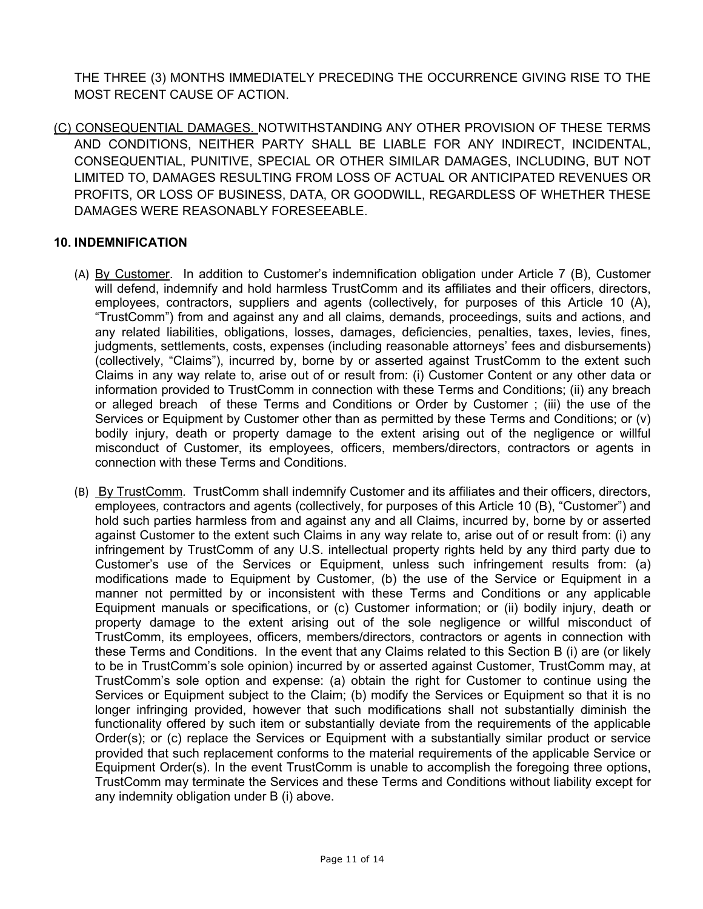THE THREE (3) MONTHS IMMEDIATELY PRECEDING THE OCCURRENCE GIVING RISE TO THE MOST RECENT CAUSE OF ACTION.

(C) CONSEQUENTIAL DAMAGES. NOTWITHSTANDING ANY OTHER PROVISION OF THESE TERMS AND CONDITIONS, NEITHER PARTY SHALL BE LIABLE FOR ANY INDIRECT, INCIDENTAL, CONSEQUENTIAL, PUNITIVE, SPECIAL OR OTHER SIMILAR DAMAGES, INCLUDING, BUT NOT LIMITED TO, DAMAGES RESULTING FROM LOSS OF ACTUAL OR ANTICIPATED REVENUES OR PROFITS, OR LOSS OF BUSINESS, DATA, OR GOODWILL, REGARDLESS OF WHETHER THESE DAMAGES WERE REASONABLY FORESEEABLE.

## 10. INDEMNIFICATION

(A) By Customer. In addition to Customer's indemnification obligation under Article 7 (B), Customer will defend, indemnify and hold harmless TrustComm and its affiliates and their officers, directors, employees, contractors, suppliers and agents (collectively, for purposes of this Article 10 (A), "TrustComm") from and against any and all claims, demands, proceedings, suits and actions, and any related liabilities, obligations, losses, damages, deficiencies, penalties, taxes, levies, fines, judgments, settlements, costs, expenses (including reasonable attorneys' fees and disbursements) (collectively, "Claims"), incurred by, borne by or asserted against TrustComm to the extent such Claims in any way relate to, arise out of or result from: (i) Customer Content or any other data or information provided to TrustComm in connection with these Terms and Conditions; (ii) any breach or alleged breach of these Terms and Conditions or Order by Customer ; (iii) the use of the Services or Equipment by Customer other than as permitted by these Terms and Conditions; or (v) bodily injury, death or property damage to the extent arising out of the negligence or willful misconduct of Customer, its employees, officers, members/directors, contractors or agents in connection with these Terms and Conditions.

(B) By TrustComm. TrustComm shall indemnify Customer and its affiliates and their officers, directors, employees, contractors and agents (collectively, for purposes of this Article 10 (B), "Customer") and hold such parties harmless from and against any and all Claims, incurred by, borne by or asserted against Customer to the extent such Claims in any way relate to, arise out of or result from: (i) any infringement by TrustComm of any U.S. intellectual property rights held by any third party due to Customer's use of the Services or Equipment, unless such infringement results from: (a) modifications made to Equipment by Customer, (b) the use of the Service or Equipment in a manner not permitted by or inconsistent with these Terms and Conditions or any applicable Equipment manuals or specifications, or (c) Customer information; or (ii) bodily injury, death or property damage to the extent arising out of the sole negligence or willful misconduct of TrustComm, its employees, officers, members/directors, contractors or agents in connection with these Terms and Conditions. In the event that any Claims related to this Section B (i) are (or likely to be in TrustComm's sole opinion) incurred by or asserted against Customer, TrustComm may, at TrustComm's sole option and expense: (a) obtain the right for Customer to continue using the Services or Equipment subject to the Claim; (b) modify the Services or Equipment so that it is no longer infringing provided, however that such modifications shall not substantially diminish the functionality offered by such item or substantially deviate from the requirements of the applicable Order(s); or (c) replace the Services or Equipment with a substantially similar product or service provided that such replacement conforms to the material requirements of the applicable Service or Equipment Order(s). In the event TrustComm is unable to accomplish the foregoing three options, TrustComm may terminate the Services and these Terms and Conditions without liability except for any indemnity obligation under B (i) above.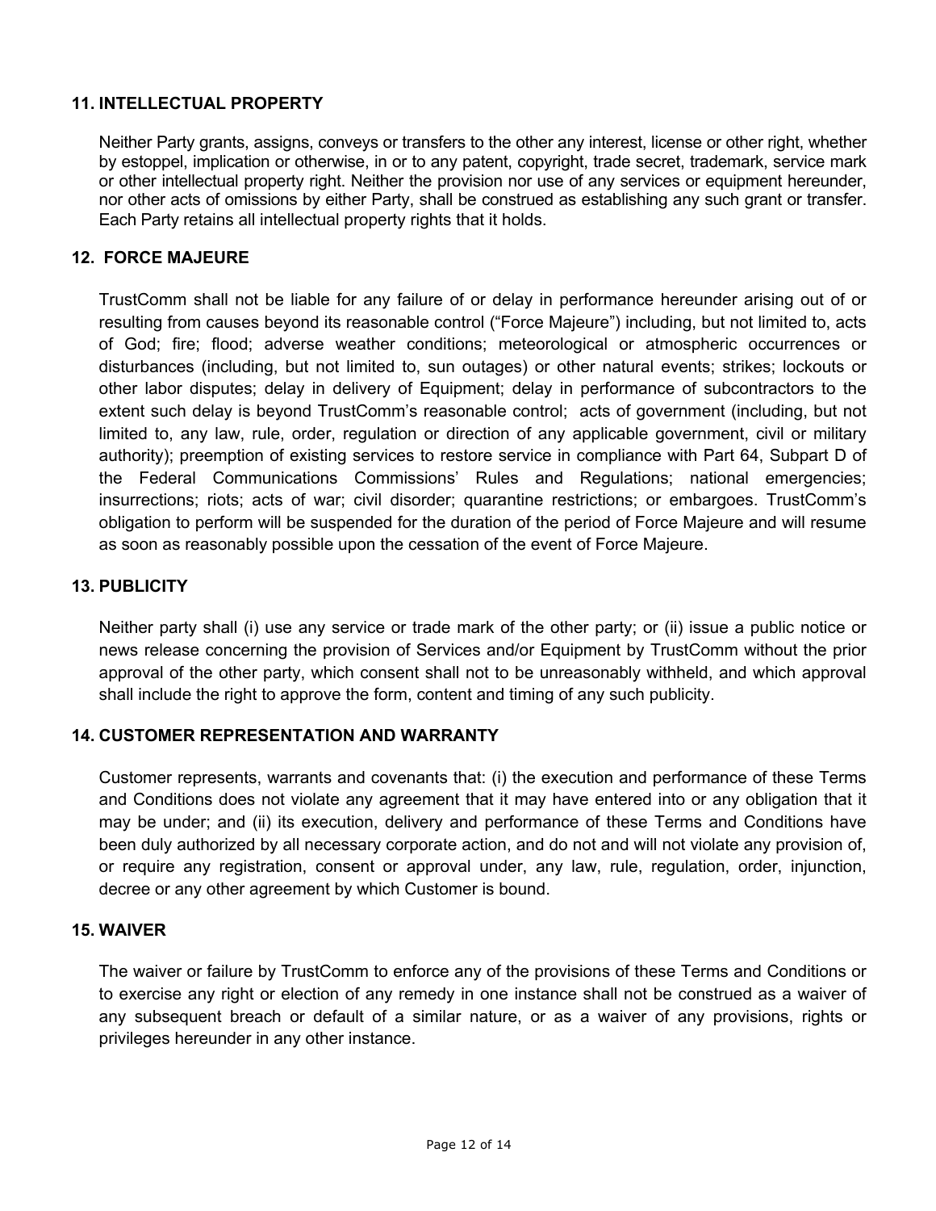## 11. INTELLECTUAL PROPERTY

Neither Party grants, assigns, conveys or transfers to the other any interest, license or other right, whether by estoppel, implication or otherwise, in or to any patent, copyright, trade secret, trademark, service mark or other intellectual property right. Neither the provision nor use of any services or equipment hereunder, nor other acts of omissions by either Party, shall be construed as establishing any such grant or transfer. Each Party retains all intellectual property rights that it holds.

## 12. FORCE MAJEURE

TrustComm shall not be liable for any failure of or delay in performance hereunder arising out of or resulting from causes beyond its reasonable control ("Force Majeure") including, but not limited to, acts of God; fire; flood; adverse weather conditions; meteorological or atmospheric occurrences or disturbances (including, but not limited to, sun outages) or other natural events; strikes; lockouts or other labor disputes; delay in delivery of Equipment; delay in performance of subcontractors to the extent such delay is beyond TrustComm's reasonable control; acts of government (including, but not limited to, any law, rule, order, regulation or direction of any applicable government, civil or military authority); preemption of existing services to restore service in compliance with Part 64, Subpart D of the Federal Communications Commissions' Rules and Regulations; national emergencies; insurrections; riots; acts of war; civil disorder; quarantine restrictions; or embargoes. TrustComm's obligation to perform will be suspended for the duration of the period of Force Majeure and will resume as soon as reasonably possible upon the cessation of the event of Force Majeure.

## 13. PUBLICITY

Neither party shall (i) use any service or trade mark of the other party; or (ii) issue a public notice or news release concerning the provision of Services and/or Equipment by TrustComm without the prior approval of the other party, which consent shall not to be unreasonably withheld, and which approval shall include the right to approve the form, content and timing of any such publicity.

## 14. CUSTOMER REPRESENTATION AND WARRANTY

Customer represents, warrants and covenants that: (i) the execution and performance of these Terms and Conditions does not violate any agreement that it may have entered into or any obligation that it may be under; and (ii) its execution, delivery and performance of these Terms and Conditions have been duly authorized by all necessary corporate action, and do not and will not violate any provision of, or require any registration, consent or approval under, any law, rule, regulation, order, injunction, decree or any other agreement by which Customer is bound.

## 15. WAIVER

The waiver or failure by TrustComm to enforce any of the provisions of these Terms and Conditions or to exercise any right or election of any remedy in one instance shall not be construed as a waiver of any subsequent breach or default of a similar nature, or as a waiver of any provisions, rights or privileges hereunder in any other instance.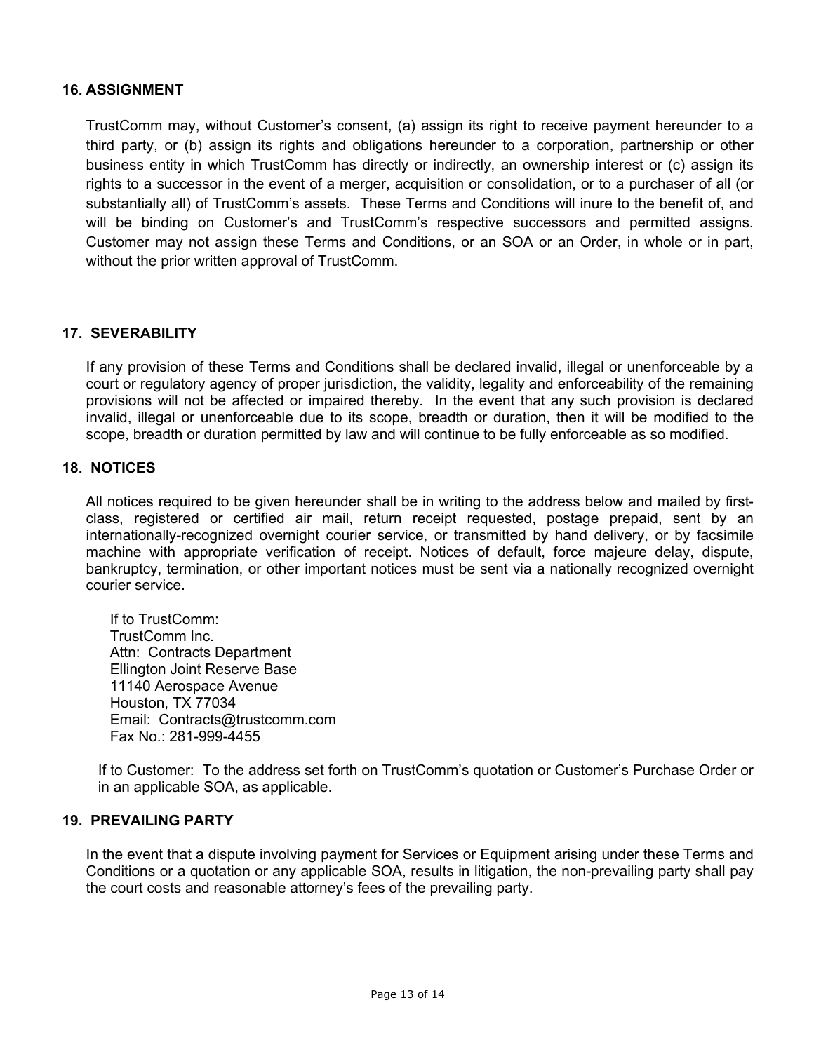## 16. ASSIGNMENT

TrustComm may, without Customer's consent, (a) assign its right to receive payment hereunder to a third party, or (b) assign its rights and obligations hereunder to a corporation, partnership or other business entity in which TrustComm has directly or indirectly, an ownership interest or (c) assign its rights to a successor in the event of a merger, acquisition or consolidation, or to a purchaser of all (or substantially all) of TrustComm's assets. These Terms and Conditions will inure to the benefit of, and will be binding on Customer's and TrustComm's respective successors and permitted assigns. Customer may not assign these Terms and Conditions, or an SOA or an Order, in whole or in part, without the prior written approval of TrustComm.

## 17. SEVERABILITY

If any provision of these Terms and Conditions shall be declared invalid, illegal or unenforceable by a court or regulatory agency of proper jurisdiction, the validity, legality and enforceability of the remaining provisions will not be affected or impaired thereby. In the event that any such provision is declared invalid, illegal or unenforceable due to its scope, breadth or duration, then it will be modified to the scope, breadth or duration permitted by law and will continue to be fully enforceable as so modified.

## 18. NOTICES

All notices required to be given hereunder shall be in writing to the address below and mailed by first-class, registered or certified air mail, return receipt requested, postage prepaid, sent by an internationally-recognized overnight courier service, or transmitted by hand delivery, or by facsimile machine with appropriate verification of receipt. Notices of default, force majeure delay, dispute, bankruptcy, termination, or other important notices must be sent via a nationally recognized overnight courier service.

If to TrustComm:
TrustComm Inc.
Attn: Contracts Department
Ellington Joint Reserve Base
11140 Aerospace Avenue
Houston, TX 77034
Email: Contracts@trustcomm.com
Fax No.: 281-999-4455

If to Customer: To the address set forth on TrustComm's quotation or Customer's Purchase Order or in an applicable SOA, as applicable.

## 19. PREVAILING PARTY

In the event that a dispute involving payment for Services or Equipment arising under these Terms and Conditions or a quotation or any applicable SOA, results in litigation, the non-prevailing party shall pay the court costs and reasonable attorney's fees of the prevailing party.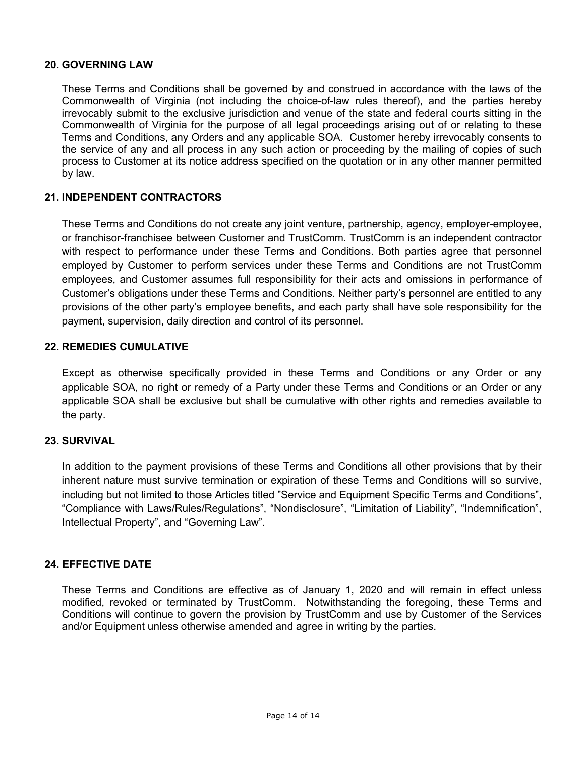## 20. GOVERNING LAW

These Terms and Conditions shall be governed by and construed in accordance with the laws of the Commonwealth of Virginia (not including the choice-of-law rules thereof), and the parties hereby irrevocably submit to the exclusive jurisdiction and venue of the state and federal courts sitting in the Commonwealth of Virginia for the purpose of all legal proceedings arising out of or relating to these Terms and Conditions, any Orders and any applicable SOA. Customer hereby irrevocably consents to the service of any and all process in any such action or proceeding by the mailing of copies of such process to Customer at its notice address specified on the quotation or in any other manner permitted by law.

## 21. INDEPENDENT CONTRACTORS

These Terms and Conditions do not create any joint venture, partnership, agency, employer-employee, or franchisor-franchisee between Customer and TrustComm. TrustComm is an independent contractor with respect to performance under these Terms and Conditions. Both parties agree that personnel employed by Customer to perform services under these Terms and Conditions are not TrustComm employees, and Customer assumes full responsibility for their acts and omissions in performance of Customer's obligations under these Terms and Conditions. Neither party's personnel are entitled to any provisions of the other party's employee benefits, and each party shall have sole responsibility for the payment, supervision, daily direction and control of its personnel.

## 22. REMEDIES CUMULATIVE

Except as otherwise specifically provided in these Terms and Conditions or any Order or any applicable SOA, no right or remedy of a Party under these Terms and Conditions or an Order or any applicable SOA shall be exclusive but shall be cumulative with other rights and remedies available to the party.

## 23. SURVIVAL

In addition to the payment provisions of these Terms and Conditions all other provisions that by their inherent nature must survive termination or expiration of these Terms and Conditions will so survive, including but not limited to those Articles titled "Service and Equipment Specific Terms and Conditions", "Compliance with Laws/Rules/Regulations", "Nondisclosure", "Limitation of Liability", "Indemnification", Intellectual Property", and "Governing Law".

## 24. EFFECTIVE DATE

These Terms and Conditions are effective as of January 1, 2020 and will remain in effect unless modified, revoked or terminated by TrustComm. Notwithstanding the foregoing, these Terms and Conditions will continue to govern the provision by TrustComm and use by Customer of the Services and/or Equipment unless otherwise amended and agree in writing by the parties.